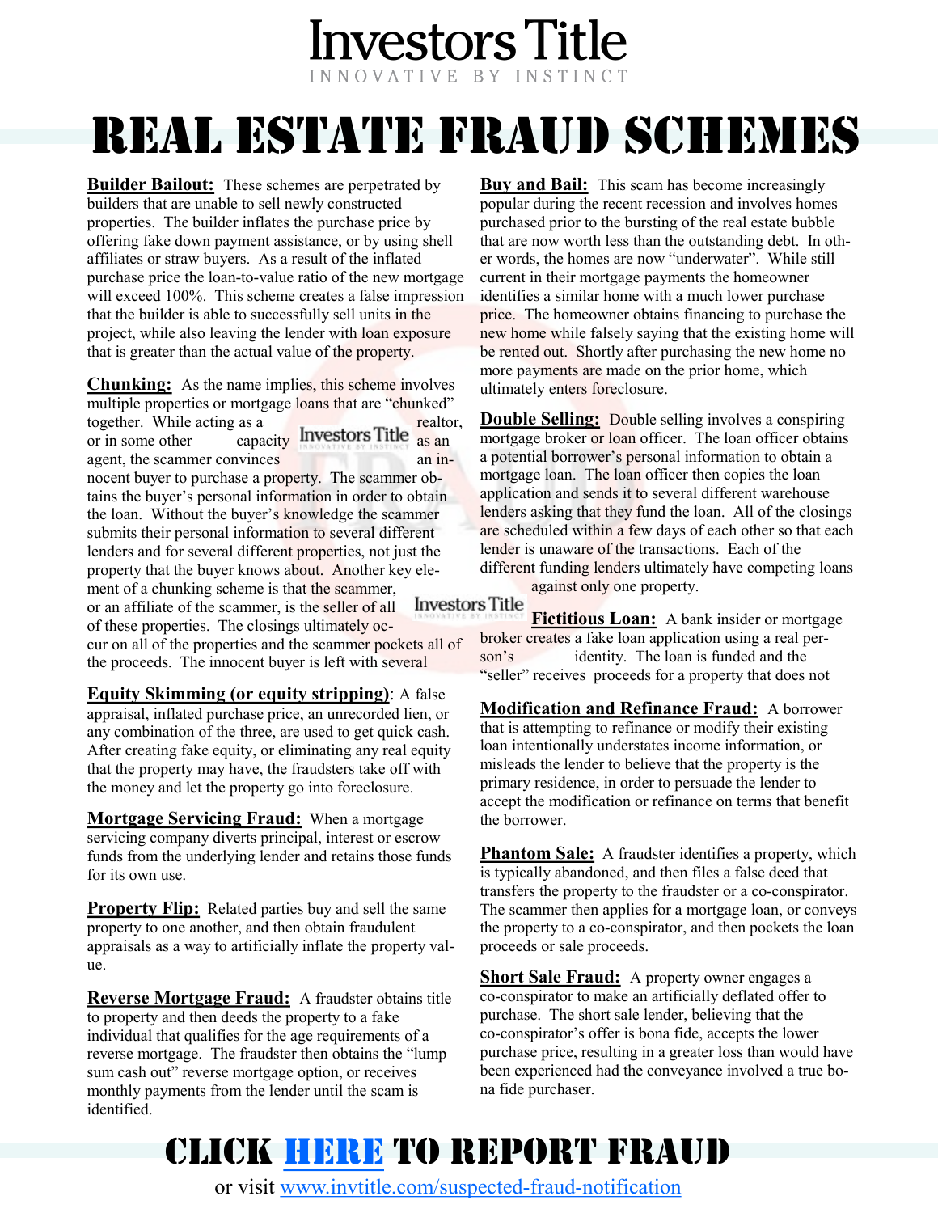# Investors Title

INNOVATIVE BY INSTINCT

# REAL ESTATE FRAUD SCHEMES

**Builder Bailout:** These schemes are perpetrated by builders that are unable to sell newly constructed properties. The builder inflates the purchase price by offering fake down payment assistance, or by using shell affiliates or straw buyers. As a result of the inflated purchase price the loan-to-value ratio of the new mortgage will exceed 100%. This scheme creates a false impression that the builder is able to successfully sell units in the project, while also leaving the lender with loan exposure that is greater than the actual value of the property.

**Chunking:** As the name implies, this scheme involves multiple properties or mortgage loans that are "chunked" together. While acting as a realtor, or in some other capacity as an agent, the scammer convinces an innocent buyer to purchase a property. The scammer obtains the buyer's personal information in order to obtain the loan. Without the buyer's knowledge the scammer submits their personal information to several different lenders and for several different properties, not just the property that the buyer knows about. Another key element of a chunking scheme is that the scammer, or an affiliate of the scammer, is the seller of all of these properties. The closings ultimately occur on all of the properties and the scammer pockets all of the proceeds. The innocent buyer is left with several

**Equity Skimming (or equity stripping)**: A false appraisal, inflated purchase price, an unrecorded lien, or any combination of the three, are used to get quick cash. After creating fake equity, or eliminating any real equity that the property may have, the fraudsters take off with the money and let the property go into foreclosure.

**Mortgage Servicing Fraud:** When a mortgage servicing company diverts principal, interest or escrow funds from the underlying lender and retains those funds for its own use.

**Property Flip:** Related parties buy and sell the same property to one another, and then obtain fraudulent appraisals as a way to artificially inflate the property value.

**Reverse Mortgage Fraud:** A fraudster obtains title to property and then deeds the property to a fake individual that qualifies for the age requirements of a reverse mortgage. The fraudster then obtains the "lump sum cash out" reverse mortgage option, or receives monthly payments from the lender until the scam is identified.

**Buy and Bail:** This scam has become increasingly popular during the recent recession and involves homes purchased prior to the bursting of the real estate bubble that are now worth less than the outstanding debt. In other words, the homes are now "underwater". While still current in their mortgage payments the homeowner identifies a similar home with a much lower purchase price. The homeowner obtains financing to purchase the new home while falsely saying that the existing home will be rented out. Shortly after purchasing the new home no more payments are made on the prior home, which ultimately enters foreclosure.

**Double Selling:** Double selling involves a conspiring mortgage broker or loan officer. The loan officer obtains a potential borrower's personal information to obtain a mortgage loan. The loan officer then copies the loan application and sends it to several different warehouse lenders asking that they fund the loan. All of the closings are scheduled within a few days of each other so that each lender is unaware of the transactions. Each of the different funding lenders ultimately have competing loans against only one property.

**Fictitious Loan:** A bank insider or mortgage broker creates a fake loan application using a real person's identity. The loan is funded and the "seller" receives proceeds for a property that does not

**Modification and Refinance Fraud:** A borrower that is attempting to refinance or modify their existing loan intentionally understates income information, or misleads the lender to believe that the property is the primary residence, in order to persuade the lender to accept the modification or refinance on terms that benefit the borrower.

**Phantom Sale:** A fraudster identifies a property, which is typically abandoned, and then files a false deed that transfers the property to the fraudster or a co-conspirator. The scammer then applies for a mortgage loan, or conveys the property to a co-conspirator, and then pockets the loan proceeds or sale proceeds.

**Short Sale Fraud:** A property owner engages a co-conspirator to make an artificially deflated offer to purchase. The short sale lender, believing that the co-conspirator's offer is bona fide, accepts the lower purchase price, resulting in a greater loss than would have been experienced had the conveyance involved a true bona fide purchaser.

## CLICK HERE TO REPORT FRAUD

or visit www.invtitle.com/suspected-fraud-notification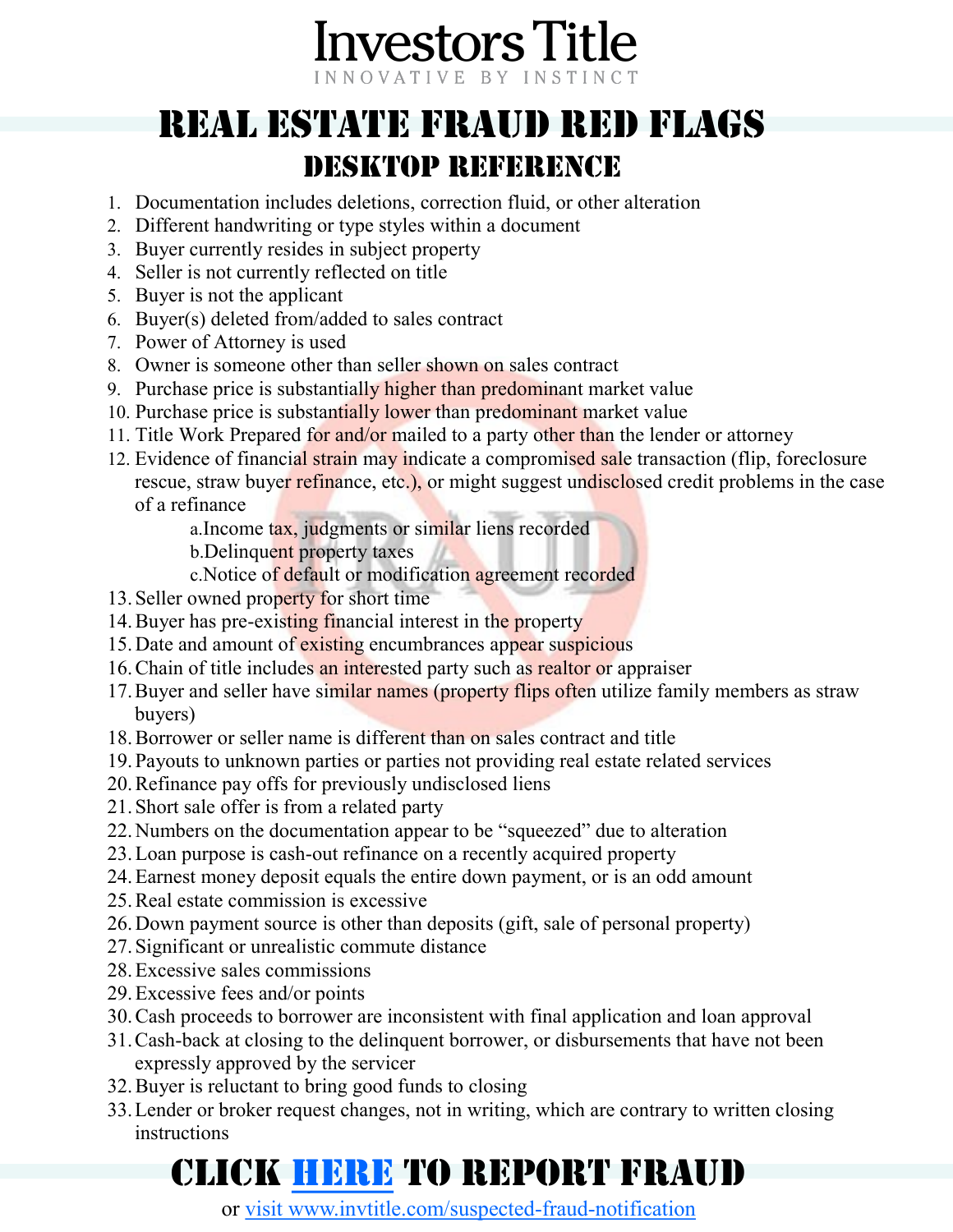# Investors Title

INNOVATIVE BY INSTINCT

## Real Estate Fraud Red Flags

### Desktop Reference

1. Documentation includes deletions, correction fluid, or other alteration
2. Different handwriting or type styles within a document
3. Buyer currently resides in subject property
4. Seller is not currently reflected on title
5. Buyer is not the applicant
6. Buyer(s) deleted from/added to sales contract
7. Power of Attorney is used
8. Owner is someone other than seller shown on sales contract
9. Purchase price is substantially higher than predominant market value
10. Purchase price is substantially lower than predominant market value
11. Title Work Prepared for and/or mailed to a party other than the lender or attorney
12. Evidence of financial strain may indicate a compromised sale transaction (flip, foreclosure rescue, straw buyer refinance, etc.), or might suggest undisclosed credit problems in the case of a refinance
    - a. Income tax, judgments or similar liens recorded
    - b. Delinquent property taxes
    - c. Notice of default or modification agreement recorded
13. Seller owned property for short time
14. Buyer has pre-existing financial interest in the property
15. Date and amount of existing encumbrances appear suspicious
16. Chain of title includes an interested party such as realtor or appraiser
17. Buyer and seller have similar names (property flips often utilize family members as straw buyers)
18. Borrower or seller name is different than on sales contract and title
19. Payouts to unknown parties or parties not providing real estate related services
20. Refinance pay offs for previously undisclosed liens
21. Short sale offer is from a related party
22. Numbers on the documentation appear to be "squeezed" due to alteration
23. Loan purpose is cash-out refinance on a recently acquired property
24. Earnest money deposit equals the entire down payment, or is an odd amount
25. Real estate commission is excessive
26. Down payment source is other than deposits (gift, sale of personal property)
27. Significant or unrealistic commute distance
28. Excessive sales commissions
29. Excessive fees and/or points
30. Cash proceeds to borrower are inconsistent with final application and loan approval
31. Cash-back at closing to the delinquent borrower, or disbursements that have not been expressly approved by the servicer
32. Buyer is reluctant to bring good funds to closing
33. Lender or broker request changes, not in writing, which are contrary to written closing instructions

## Click HERE to Report Fraud

or visit www.invtitle.com/suspected-fraud-notification